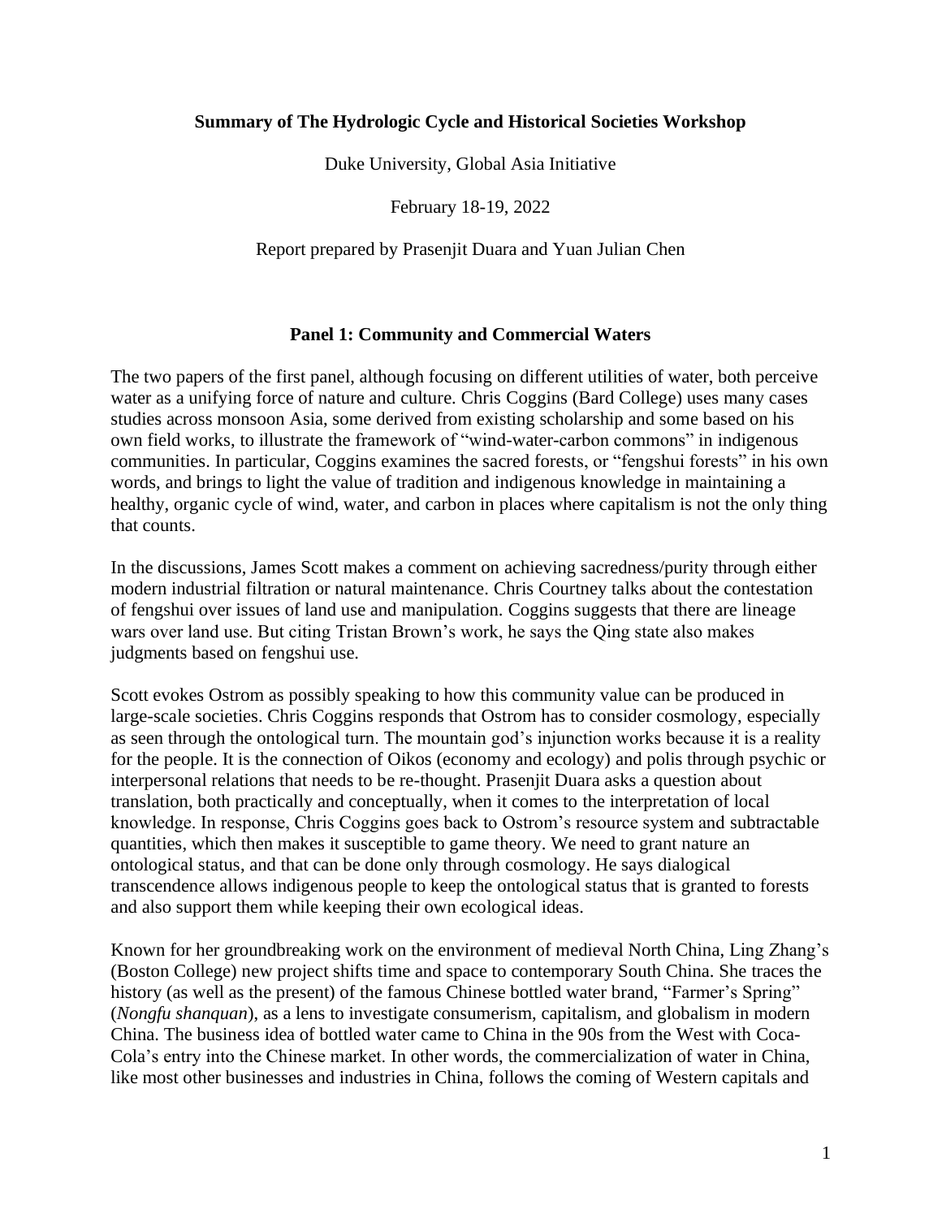**Summary of The Hydrologic Cycle and Historical Societies Workshop**

Duke University, Global Asia Initiative

February 18-19, 2022

Report prepared by Prasenjit Duara and Yuan Julian Chen

## Panel 1: Community and Commercial Waters

The two papers of the first panel, although focusing on different utilities of water, both perceive water as a unifying force of nature and culture. Chris Coggins (Bard College) uses many cases studies across monsoon Asia, some derived from existing scholarship and some based on his own field works, to illustrate the framework of "wind-water-carbon commons" in indigenous communities. In particular, Coggins examines the sacred forests, or "fengshui forests" in his own words, and brings to light the value of tradition and indigenous knowledge in maintaining a healthy, organic cycle of wind, water, and carbon in places where capitalism is not the only thing that counts.

In the discussions, James Scott makes a comment on achieving sacredness/purity through either modern industrial filtration or natural maintenance. Chris Courtney talks about the contestation of fengshui over issues of land use and manipulation. Coggins suggests that there are lineage wars over land use. But citing Tristan Brown's work, he says the Qing state also makes judgments based on fengshui use.

Scott evokes Ostrom as possibly speaking to how this community value can be produced in large-scale societies. Chris Coggins responds that Ostrom has to consider cosmology, especially as seen through the ontological turn. The mountain god's injunction works because it is a reality for the people. It is the connection of Oikos (economy and ecology) and polis through psychic or interpersonal relations that needs to be re-thought. Prasenjit Duara asks a question about translation, both practically and conceptually, when it comes to the interpretation of local knowledge. In response, Chris Coggins goes back to Ostrom's resource system and subtractable quantities, which then makes it susceptible to game theory. We need to grant nature an ontological status, and that can be done only through cosmology. He says dialogical transcendence allows indigenous people to keep the ontological status that is granted to forests and also support them while keeping their own ecological ideas.

Known for her groundbreaking work on the environment of medieval North China, Ling Zhang's (Boston College) new project shifts time and space to contemporary South China. She traces the history (as well as the present) of the famous Chinese bottled water brand, "Farmer's Spring" (*Nongfu shanquan*), as a lens to investigate consumerism, capitalism, and globalism in modern China. The business idea of bottled water came to China in the 90s from the West with Coca-Cola's entry into the Chinese market. In other words, the commercialization of water in China, like most other businesses and industries in China, follows the coming of Western capitals and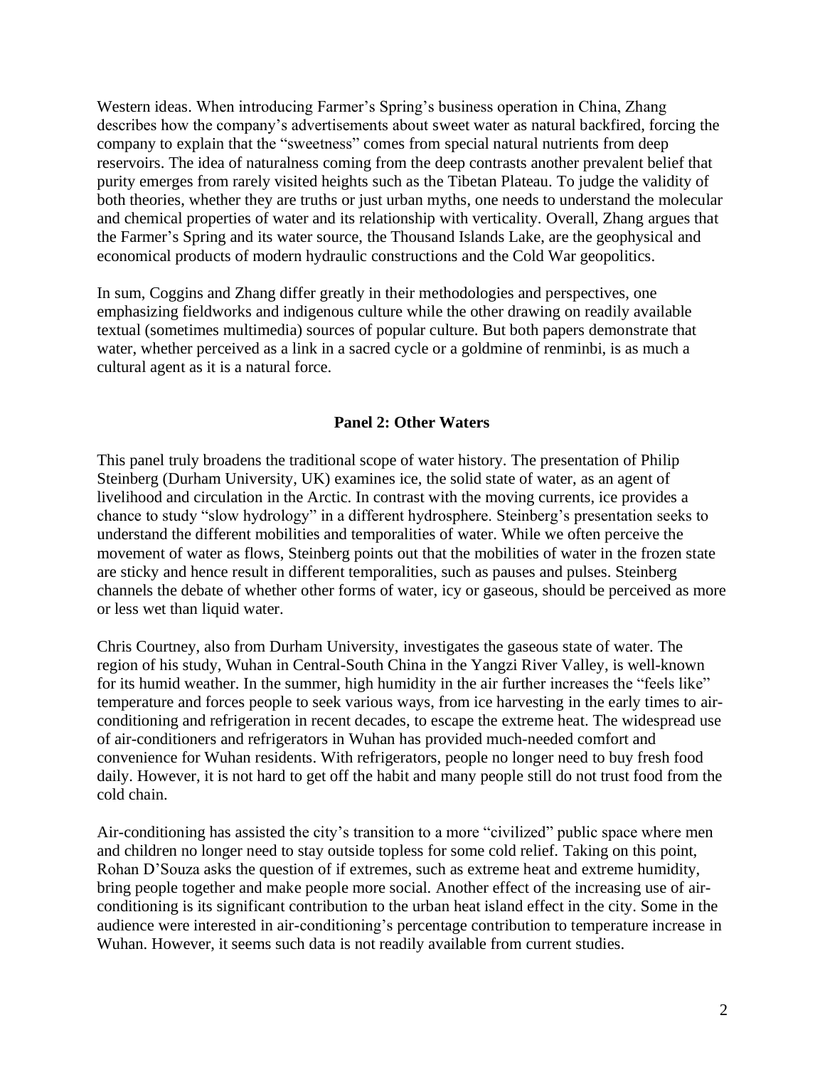Western ideas. When introducing Farmer's Spring's business operation in China, Zhang describes how the company's advertisements about sweet water as natural backfired, forcing the company to explain that the "sweetness" comes from special natural nutrients from deep reservoirs. The idea of naturalness coming from the deep contrasts another prevalent belief that purity emerges from rarely visited heights such as the Tibetan Plateau. To judge the validity of both theories, whether they are truths or just urban myths, one needs to understand the molecular and chemical properties of water and its relationship with verticality. Overall, Zhang argues that the Farmer's Spring and its water source, the Thousand Islands Lake, are the geophysical and economical products of modern hydraulic constructions and the Cold War geopolitics.

In sum, Coggins and Zhang differ greatly in their methodologies and perspectives, one emphasizing fieldworks and indigenous culture while the other drawing on readily available textual (sometimes multimedia) sources of popular culture. But both papers demonstrate that water, whether perceived as a link in a sacred cycle or a goldmine of renminbi, is as much a cultural agent as it is a natural force.

## Panel 2: Other Waters

This panel truly broadens the traditional scope of water history. The presentation of Philip Steinberg (Durham University, UK) examines ice, the solid state of water, as an agent of livelihood and circulation in the Arctic. In contrast with the moving currents, ice provides a chance to study "slow hydrology" in a different hydrosphere. Steinberg's presentation seeks to understand the different mobilities and temporalities of water. While we often perceive the movement of water as flows, Steinberg points out that the mobilities of water in the frozen state are sticky and hence result in different temporalities, such as pauses and pulses. Steinberg channels the debate of whether other forms of water, icy or gaseous, should be perceived as more or less wet than liquid water.

Chris Courtney, also from Durham University, investigates the gaseous state of water. The region of his study, Wuhan in Central-South China in the Yangzi River Valley, is well-known for its humid weather. In the summer, high humidity in the air further increases the "feels like" temperature and forces people to seek various ways, from ice harvesting in the early times to air-conditioning and refrigeration in recent decades, to escape the extreme heat. The widespread use of air-conditioners and refrigerators in Wuhan has provided much-needed comfort and convenience for Wuhan residents. With refrigerators, people no longer need to buy fresh food daily. However, it is not hard to get off the habit and many people still do not trust food from the cold chain.

Air-conditioning has assisted the city's transition to a more "civilized" public space where men and children no longer need to stay outside topless for some cold relief. Taking on this point, Rohan D'Souza asks the question of if extremes, such as extreme heat and extreme humidity, bring people together and make people more social. Another effect of the increasing use of air-conditioning is its significant contribution to the urban heat island effect in the city. Some in the audience were interested in air-conditioning's percentage contribution to temperature increase in Wuhan. However, it seems such data is not readily available from current studies.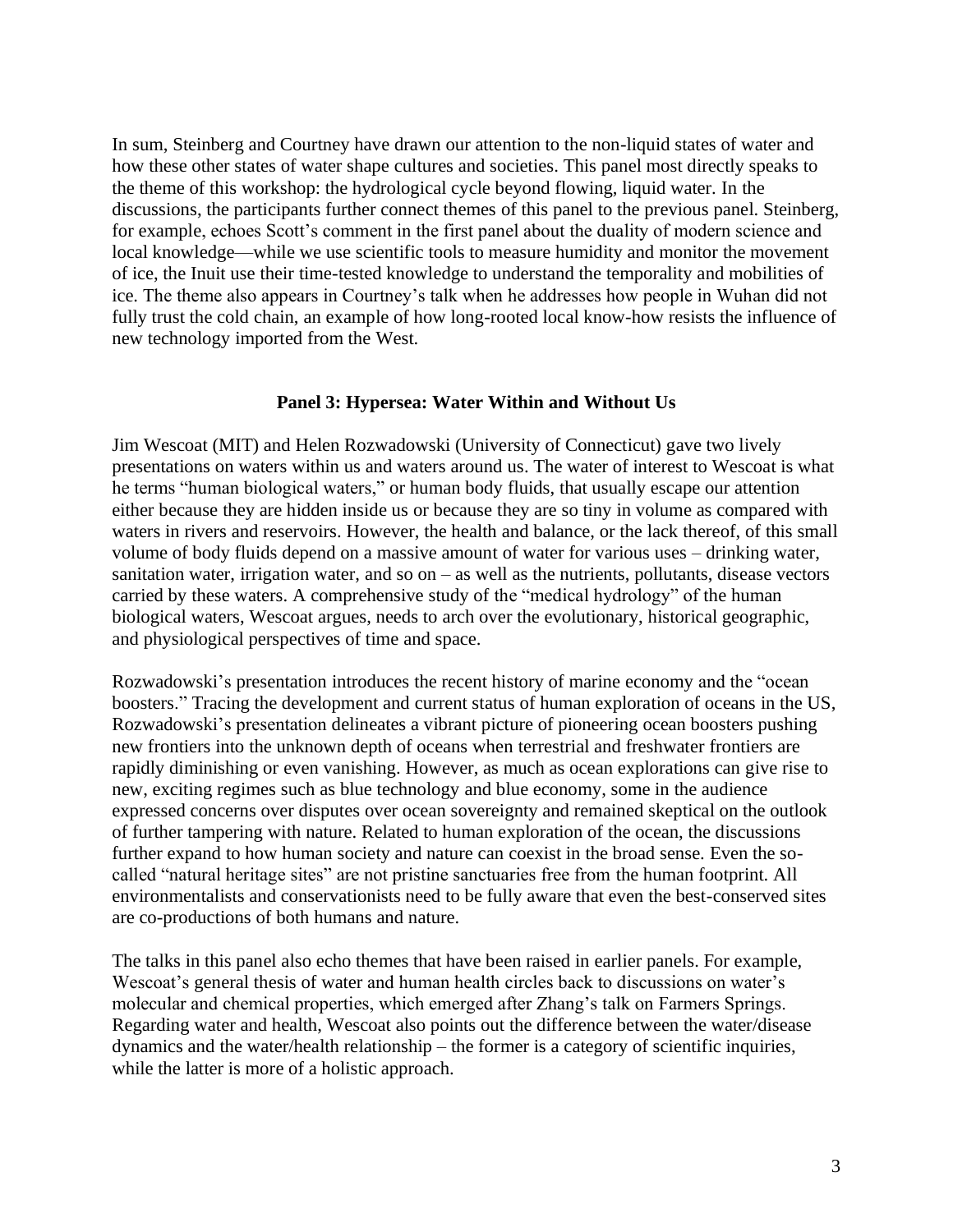In sum, Steinberg and Courtney have drawn our attention to the non-liquid states of water and how these other states of water shape cultures and societies. This panel most directly speaks to the theme of this workshop: the hydrological cycle beyond flowing, liquid water. In the discussions, the participants further connect themes of this panel to the previous panel. Steinberg, for example, echoes Scott's comment in the first panel about the duality of modern science and local knowledge—while we use scientific tools to measure humidity and monitor the movement of ice, the Inuit use their time-tested knowledge to understand the temporality and mobilities of ice. The theme also appears in Courtney's talk when he addresses how people in Wuhan did not fully trust the cold chain, an example of how long-rooted local know-how resists the influence of new technology imported from the West.

## Panel 3: Hypersea: Water Within and Without Us

Jim Wescoat (MIT) and Helen Rozwadowski (University of Connecticut) gave two lively presentations on waters within us and waters around us. The water of interest to Wescoat is what he terms "human biological waters," or human body fluids, that usually escape our attention either because they are hidden inside us or because they are so tiny in volume as compared with waters in rivers and reservoirs. However, the health and balance, or the lack thereof, of this small volume of body fluids depend on a massive amount of water for various uses – drinking water, sanitation water, irrigation water, and so on – as well as the nutrients, pollutants, disease vectors carried by these waters. A comprehensive study of the "medical hydrology" of the human biological waters, Wescoat argues, needs to arch over the evolutionary, historical geographic, and physiological perspectives of time and space.

Rozwadowski's presentation introduces the recent history of marine economy and the "ocean boosters." Tracing the development and current status of human exploration of oceans in the US, Rozwadowski's presentation delineates a vibrant picture of pioneering ocean boosters pushing new frontiers into the unknown depth of oceans when terrestrial and freshwater frontiers are rapidly diminishing or even vanishing. However, as much as ocean explorations can give rise to new, exciting regimes such as blue technology and blue economy, some in the audience expressed concerns over disputes over ocean sovereignty and remained skeptical on the outlook of further tampering with nature. Related to human exploration of the ocean, the discussions further expand to how human society and nature can coexist in the broad sense. Even the so-called "natural heritage sites" are not pristine sanctuaries free from the human footprint. All environmentalists and conservationists need to be fully aware that even the best-conserved sites are co-productions of both humans and nature.

The talks in this panel also echo themes that have been raised in earlier panels. For example, Wescoat's general thesis of water and human health circles back to discussions on water's molecular and chemical properties, which emerged after Zhang's talk on Farmers Springs. Regarding water and health, Wescoat also points out the difference between the water/disease dynamics and the water/health relationship – the former is a category of scientific inquiries, while the latter is more of a holistic approach.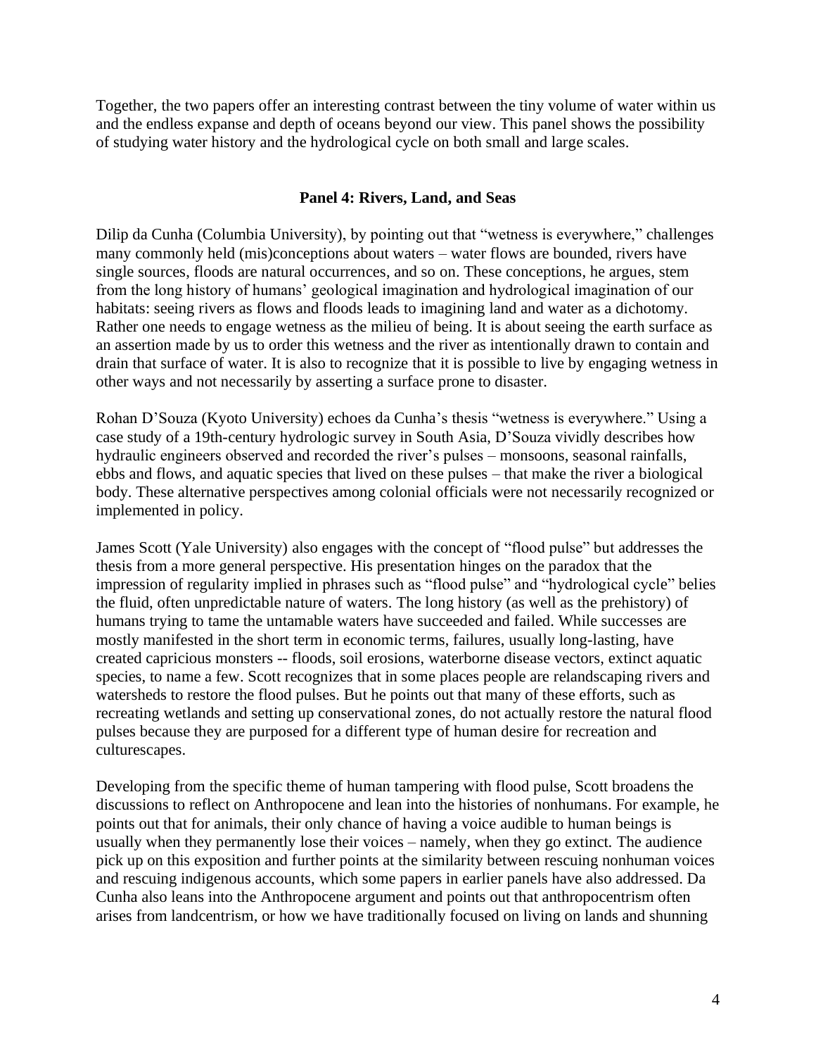Together, the two papers offer an interesting contrast between the tiny volume of water within us and the endless expanse and depth of oceans beyond our view. This panel shows the possibility of studying water history and the hydrological cycle on both small and large scales.

## Panel 4: Rivers, Land, and Seas

Dilip da Cunha (Columbia University), by pointing out that "wetness is everywhere," challenges many commonly held (mis)conceptions about waters – water flows are bounded, rivers have single sources, floods are natural occurrences, and so on. These conceptions, he argues, stem from the long history of humans' geological imagination and hydrological imagination of our habitats: seeing rivers as flows and floods leads to imagining land and water as a dichotomy. Rather one needs to engage wetness as the milieu of being. It is about seeing the earth surface as an assertion made by us to order this wetness and the river as intentionally drawn to contain and drain that surface of water. It is also to recognize that it is possible to live by engaging wetness in other ways and not necessarily by asserting a surface prone to disaster.

Rohan D'Souza (Kyoto University) echoes da Cunha's thesis "wetness is everywhere." Using a case study of a 19th-century hydrologic survey in South Asia, D'Souza vividly describes how hydraulic engineers observed and recorded the river's pulses – monsoons, seasonal rainfalls, ebbs and flows, and aquatic species that lived on these pulses – that make the river a biological body. These alternative perspectives among colonial officials were not necessarily recognized or implemented in policy.

James Scott (Yale University) also engages with the concept of "flood pulse" but addresses the thesis from a more general perspective. His presentation hinges on the paradox that the impression of regularity implied in phrases such as "flood pulse" and "hydrological cycle" belies the fluid, often unpredictable nature of waters. The long history (as well as the prehistory) of humans trying to tame the untamable waters have succeeded and failed. While successes are mostly manifested in the short term in economic terms, failures, usually long-lasting, have created capricious monsters -- floods, soil erosions, waterborne disease vectors, extinct aquatic species, to name a few. Scott recognizes that in some places people are relandscaping rivers and watersheds to restore the flood pulses. But he points out that many of these efforts, such as recreating wetlands and setting up conservational zones, do not actually restore the natural flood pulses because they are purposed for a different type of human desire for recreation and culturescapes.

Developing from the specific theme of human tampering with flood pulse, Scott broadens the discussions to reflect on Anthropocene and lean into the histories of nonhumans. For example, he points out that for animals, their only chance of having a voice audible to human beings is usually when they permanently lose their voices – namely, when they go extinct. The audience pick up on this exposition and further points at the similarity between rescuing nonhuman voices and rescuing indigenous accounts, which some papers in earlier panels have also addressed. Da Cunha also leans into the Anthropocene argument and points out that anthropocentrism often arises from landcentrism, or how we have traditionally focused on living on lands and shunning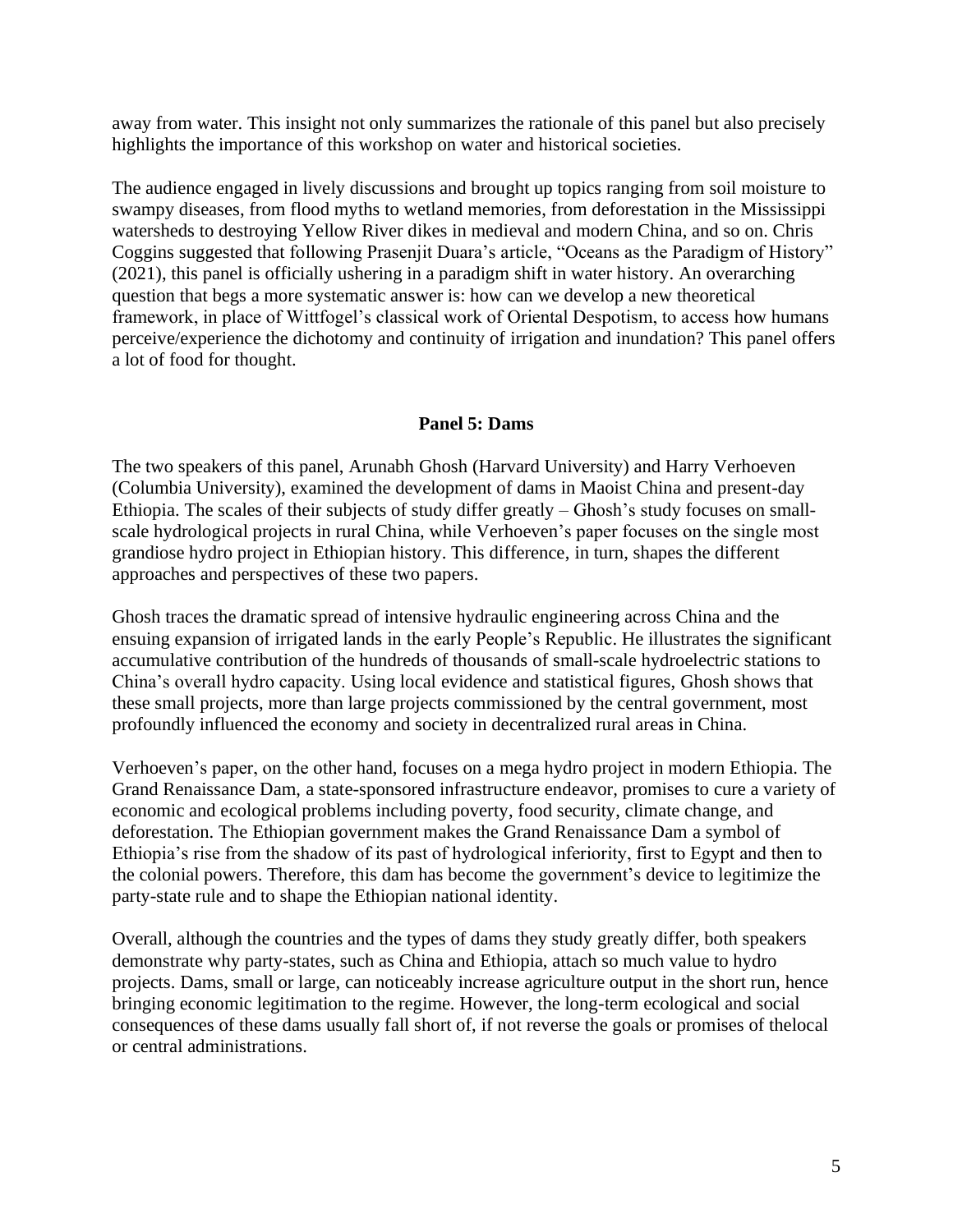away from water. This insight not only summarizes the rationale of this panel but also precisely highlights the importance of this workshop on water and historical societies.

The audience engaged in lively discussions and brought up topics ranging from soil moisture to swampy diseases, from flood myths to wetland memories, from deforestation in the Mississippi watersheds to destroying Yellow River dikes in medieval and modern China, and so on. Chris Coggins suggested that following Prasenjit Duara's article, "Oceans as the Paradigm of History" (2021), this panel is officially ushering in a paradigm shift in water history. An overarching question that begs a more systematic answer is: how can we develop a new theoretical framework, in place of Wittfogel's classical work of Oriental Despotism, to access how humans perceive/experience the dichotomy and continuity of irrigation and inundation? This panel offers a lot of food for thought.

## Panel 5: Dams

The two speakers of this panel, Arunabh Ghosh (Harvard University) and Harry Verhoeven (Columbia University), examined the development of dams in Maoist China and present-day Ethiopia. The scales of their subjects of study differ greatly – Ghosh's study focuses on small-scale hydrological projects in rural China, while Verhoeven's paper focuses on the single most grandiose hydro project in Ethiopian history. This difference, in turn, shapes the different approaches and perspectives of these two papers.

Ghosh traces the dramatic spread of intensive hydraulic engineering across China and the ensuing expansion of irrigated lands in the early People's Republic. He illustrates the significant accumulative contribution of the hundreds of thousands of small-scale hydroelectric stations to China's overall hydro capacity. Using local evidence and statistical figures, Ghosh shows that these small projects, more than large projects commissioned by the central government, most profoundly influenced the economy and society in decentralized rural areas in China.

Verhoeven's paper, on the other hand, focuses on a mega hydro project in modern Ethiopia. The Grand Renaissance Dam, a state-sponsored infrastructure endeavor, promises to cure a variety of economic and ecological problems including poverty, food security, climate change, and deforestation. The Ethiopian government makes the Grand Renaissance Dam a symbol of Ethiopia's rise from the shadow of its past of hydrological inferiority, first to Egypt and then to the colonial powers. Therefore, this dam has become the government's device to legitimize the party-state rule and to shape the Ethiopian national identity.

Overall, although the countries and the types of dams they study greatly differ, both speakers demonstrate why party-states, such as China and Ethiopia, attach so much value to hydro projects. Dams, small or large, can noticeably increase agriculture output in the short run, hence bringing economic legitimation to the regime. However, the long-term ecological and social consequences of these dams usually fall short of, if not reverse the goals or promises of thelocal or central administrations.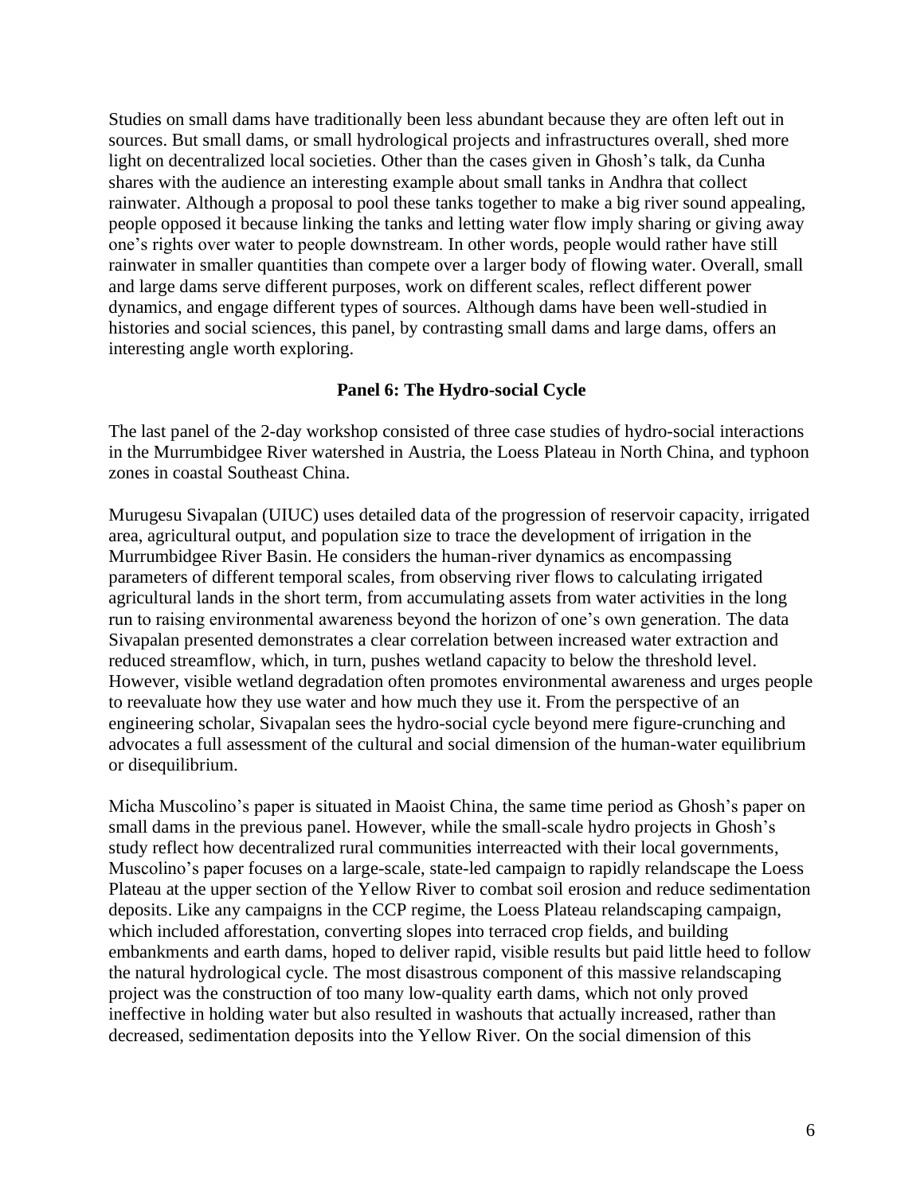Studies on small dams have traditionally been less abundant because they are often left out in sources. But small dams, or small hydrological projects and infrastructures overall, shed more light on decentralized local societies. Other than the cases given in Ghosh's talk, da Cunha shares with the audience an interesting example about small tanks in Andhra that collect rainwater. Although a proposal to pool these tanks together to make a big river sound appealing, people opposed it because linking the tanks and letting water flow imply sharing or giving away one's rights over water to people downstream. In other words, people would rather have still rainwater in smaller quantities than compete over a larger body of flowing water. Overall, small and large dams serve different purposes, work on different scales, reflect different power dynamics, and engage different types of sources. Although dams have been well-studied in histories and social sciences, this panel, by contrasting small dams and large dams, offers an interesting angle worth exploring.

## Panel 6: The Hydro-social Cycle

The last panel of the 2-day workshop consisted of three case studies of hydro-social interactions in the Murrumbidgee River watershed in Austria, the Loess Plateau in North China, and typhoon zones in coastal Southeast China.

Murugesu Sivapalan (UIUC) uses detailed data of the progression of reservoir capacity, irrigated area, agricultural output, and population size to trace the development of irrigation in the Murrumbidgee River Basin. He considers the human-river dynamics as encompassing parameters of different temporal scales, from observing river flows to calculating irrigated agricultural lands in the short term, from accumulating assets from water activities in the long run to raising environmental awareness beyond the horizon of one's own generation. The data Sivapalan presented demonstrates a clear correlation between increased water extraction and reduced streamflow, which, in turn, pushes wetland capacity to below the threshold level. However, visible wetland degradation often promotes environmental awareness and urges people to reevaluate how they use water and how much they use it. From the perspective of an engineering scholar, Sivapalan sees the hydro-social cycle beyond mere figure-crunching and advocates a full assessment of the cultural and social dimension of the human-water equilibrium or disequilibrium.

Micha Muscolino's paper is situated in Maoist China, the same time period as Ghosh's paper on small dams in the previous panel. However, while the small-scale hydro projects in Ghosh's study reflect how decentralized rural communities interreacted with their local governments, Muscolino's paper focuses on a large-scale, state-led campaign to rapidly relandscape the Loess Plateau at the upper section of the Yellow River to combat soil erosion and reduce sedimentation deposits. Like any campaigns in the CCP regime, the Loess Plateau relandscaping campaign, which included afforestation, converting slopes into terraced crop fields, and building embankments and earth dams, hoped to deliver rapid, visible results but paid little heed to follow the natural hydrological cycle. The most disastrous component of this massive relandscaping project was the construction of too many low-quality earth dams, which not only proved ineffective in holding water but also resulted in washouts that actually increased, rather than decreased, sedimentation deposits into the Yellow River. On the social dimension of this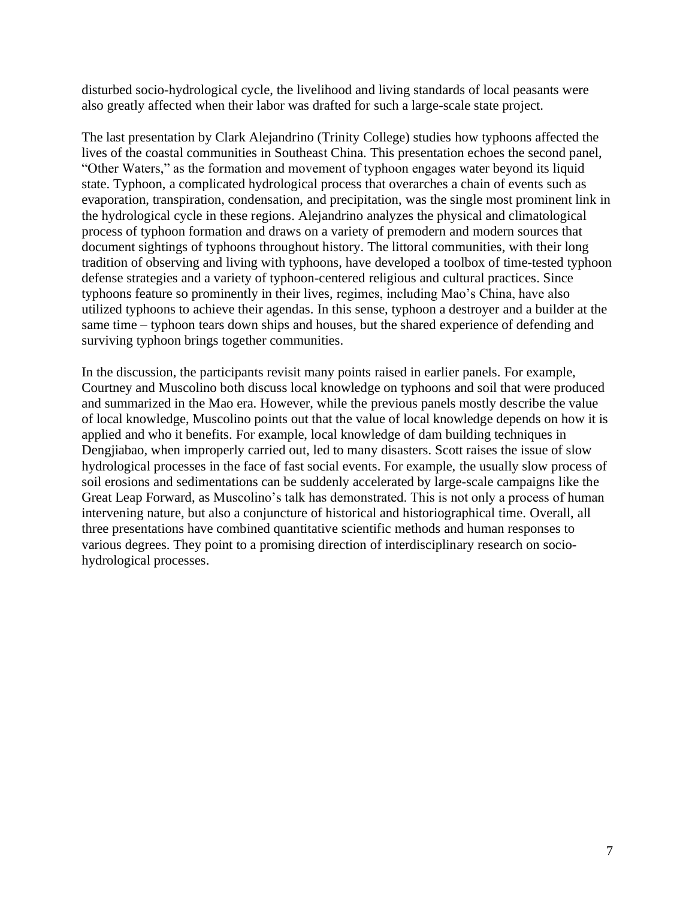disturbed socio-hydrological cycle, the livelihood and living standards of local peasants were also greatly affected when their labor was drafted for such a large-scale state project.

The last presentation by Clark Alejandrino (Trinity College) studies how typhoons affected the lives of the coastal communities in Southeast China. This presentation echoes the second panel, "Other Waters," as the formation and movement of typhoon engages water beyond its liquid state. Typhoon, a complicated hydrological process that overarches a chain of events such as evaporation, transpiration, condensation, and precipitation, was the single most prominent link in the hydrological cycle in these regions. Alejandrino analyzes the physical and climatological process of typhoon formation and draws on a variety of premodern and modern sources that document sightings of typhoons throughout history. The littoral communities, with their long tradition of observing and living with typhoons, have developed a toolbox of time-tested typhoon defense strategies and a variety of typhoon-centered religious and cultural practices. Since typhoons feature so prominently in their lives, regimes, including Mao's China, have also utilized typhoons to achieve their agendas. In this sense, typhoon a destroyer and a builder at the same time – typhoon tears down ships and houses, but the shared experience of defending and surviving typhoon brings together communities.

In the discussion, the participants revisit many points raised in earlier panels. For example, Courtney and Muscolino both discuss local knowledge on typhoons and soil that were produced and summarized in the Mao era. However, while the previous panels mostly describe the value of local knowledge, Muscolino points out that the value of local knowledge depends on how it is applied and who it benefits. For example, local knowledge of dam building techniques in Dengjiabao, when improperly carried out, led to many disasters. Scott raises the issue of slow hydrological processes in the face of fast social events. For example, the usually slow process of soil erosions and sedimentations can be suddenly accelerated by large-scale campaigns like the Great Leap Forward, as Muscolino's talk has demonstrated. This is not only a process of human intervening nature, but also a conjuncture of historical and historiographical time. Overall, all three presentations have combined quantitative scientific methods and human responses to various degrees. They point to a promising direction of interdisciplinary research on socio-hydrological processes.